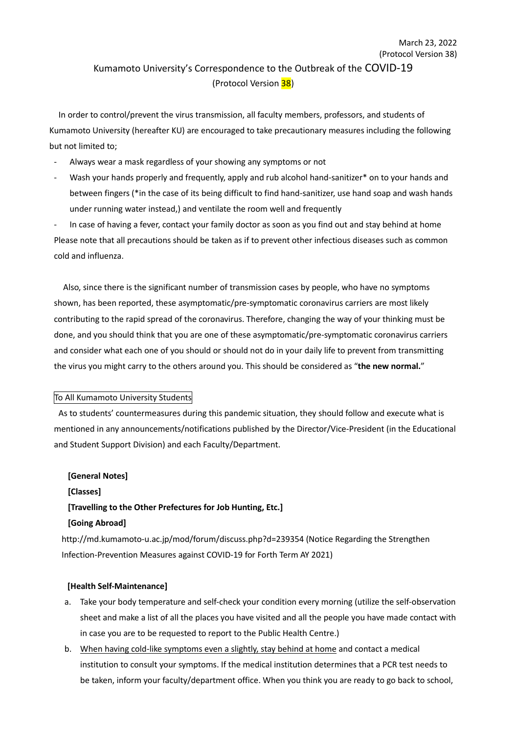March 23, 2022
(Protocol Version 38)

# Kumamoto University's Correspondence to the Outbreak of the COVID-19
(Protocol Version 38)

In order to control/prevent the virus transmission, all faculty members, professors, and students of Kumamoto University (hereafter KU) are encouraged to take precautionary measures including the following but not limited to;

- Always wear a mask regardless of your showing any symptoms or not
- Wash your hands properly and frequently, apply and rub alcohol hand-sanitizer* on to your hands and between fingers (*in the case of its being difficult to find hand-sanitizer, use hand soap and wash hands under running water instead,) and ventilate the room well and frequently
- In case of having a fever, contact your family doctor as soon as you find out and stay behind at home

Please note that all precautions should be taken as if to prevent other infectious diseases such as common cold and influenza.

Also, since there is the significant number of transmission cases by people, who have no symptoms shown, has been reported, these asymptomatic/pre-symptomatic coronavirus carriers are most likely contributing to the rapid spread of the coronavirus. Therefore, changing the way of your thinking must be done, and you should think that you are one of these asymptomatic/pre-symptomatic coronavirus carriers and consider what each one of you should or should not do in your daily life to prevent from transmitting the virus you might carry to the others around you. This should be considered as "**the new normal.**"

## To All Kumamoto University Students

As to students' countermeasures during this pandemic situation, they should follow and execute what is mentioned in any announcements/notifications published by the Director/Vice-President (in the Educational and Student Support Division) and each Faculty/Department.

**[General Notes]**
**[Classes]**
**[Travelling to the Other Prefectures for Job Hunting, Etc.]**
**[Going Abroad]**

http://md.kumamoto-u.ac.jp/mod/forum/discuss.php?d=239354 (Notice Regarding the Strengthen Infection-Prevention Measures against COVID-19 for Forth Term AY 2021)

**[Health Self-Maintenance]**

a. Take your body temperature and self-check your condition every morning (utilize the self-observation sheet and make a list of all the places you have visited and all the people you have made contact with in case you are to be requested to report to the Public Health Centre.)
b. When having cold-like symptoms even a slightly, stay behind at home and contact a medical institution to consult your symptoms. If the medical institution determines that a PCR test needs to be taken, inform your faculty/department office. When you think you are ready to go back to school,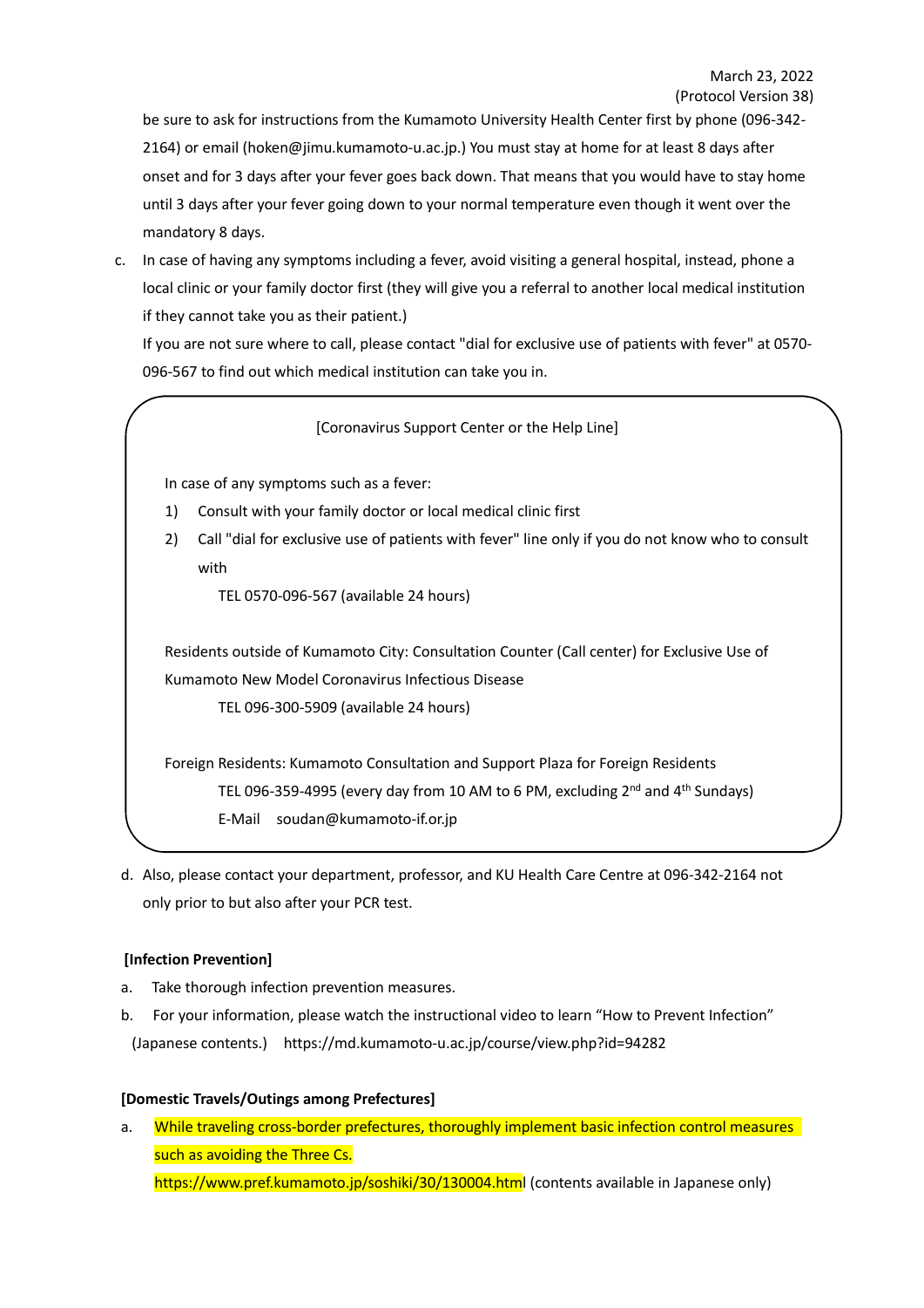March 23, 2022
(Protocol Version 38)

be sure to ask for instructions from the Kumamoto University Health Center first by phone (096-342-2164) or email (hoken@jimu.kumamoto-u.ac.jp.) You must stay at home for at least 8 days after onset and for 3 days after your fever goes back down. That means that you would have to stay home until 3 days after your fever going down to your normal temperature even though it went over the mandatory 8 days.

c. In case of having any symptoms including a fever, avoid visiting a general hospital, instead, phone a local clinic or your family doctor first (they will give you a referral to another local medical institution if they cannot take you as their patient.)
   If you are not sure where to call, please contact "dial for exclusive use of patients with fever" at 0570-096-567 to find out which medical institution can take you in.

> [Coronavirus Support Center or the Help Line]
>
> In case of any symptoms such as a fever:
>
> 1) Consult with your family doctor or local medical clinic first
> 2) Call "dial for exclusive use of patients with fever" line only if you do not know who to consult with
>
>    TEL 0570-096-567 (available 24 hours)
>
> Residents outside of Kumamoto City: Consultation Counter (Call center) for Exclusive Use of Kumamoto New Model Coronavirus Infectious Disease
>
>    TEL 096-300-5909 (available 24 hours)
>
> Foreign Residents: Kumamoto Consultation and Support Plaza for Foreign Residents
>
>    TEL 096-359-4995 (every day from 10 AM to 6 PM, excluding 2nd and 4th Sundays)
>
>    E-Mail soudan@kumamoto-if.or.jp

d. Also, please contact your department, professor, and KU Health Care Centre at 096-342-2164 not only prior to but also after your PCR test.

**[Infection Prevention]**

a. Take thorough infection prevention measures.

b. For your information, please watch the instructional video to learn "How to Prevent Infection" (Japanese contents.) https://md.kumamoto-u.ac.jp/course/view.php?id=94282

**[Domestic Travels/Outings among Prefectures]**

a. While traveling cross-border prefectures, thoroughly implement basic infection control measures such as avoiding the Three Cs.
   https://www.pref.kumamoto.jp/soshiki/30/130004.html (contents available in Japanese only)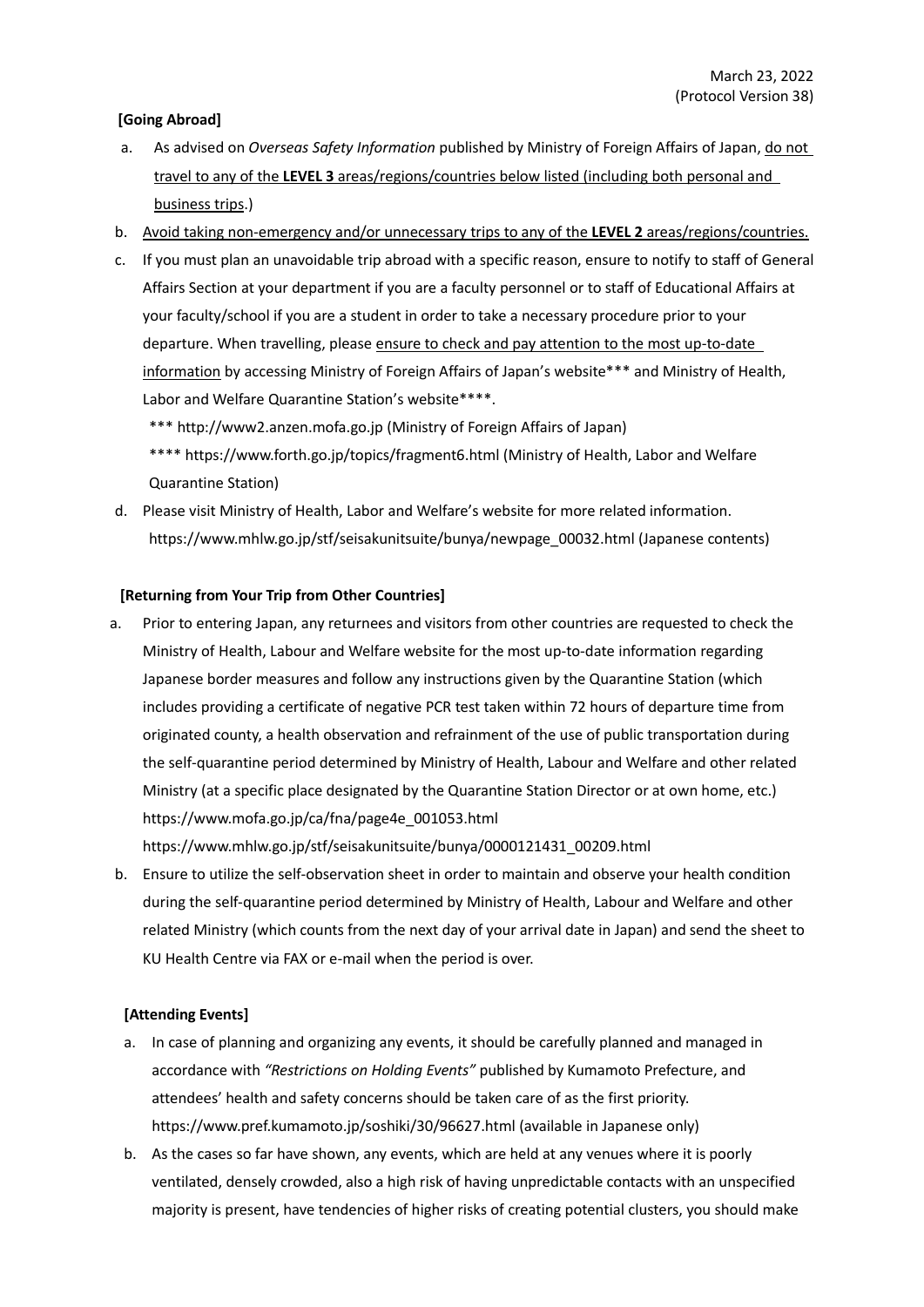March 23, 2022
(Protocol Version 38)

**[Going Abroad]**

a. As advised on *Overseas Safety Information* published by Ministry of Foreign Affairs of Japan, do not travel to any of the **LEVEL 3** areas/regions/countries below listed (including both personal and business trips).)

b. Avoid taking non-emergency and/or unnecessary trips to any of the **LEVEL 2** areas/regions/countries.

c. If you must plan an unavoidable trip abroad with a specific reason, ensure to notify to staff of General Affairs Section at your department if you are a faculty personnel or to staff of Educational Affairs at your faculty/school if you are a student in order to take a necessary procedure prior to your departure. When travelling, please ensure to check and pay attention to the most up-to-date information by accessing Ministry of Foreign Affairs of Japan's website*** and Ministry of Health, Labor and Welfare Quarantine Station's website****.

   *** http://www2.anzen.mofa.go.jp (Ministry of Foreign Affairs of Japan)

   **** https://www.forth.go.jp/topics/fragment6.html (Ministry of Health, Labor and Welfare Quarantine Station)

d. Please visit Ministry of Health, Labor and Welfare's website for more related information.
   https://www.mhlw.go.jp/stf/seisakunitsuite/bunya/newpage_00032.html (Japanese contents)

**[Returning from Your Trip from Other Countries]**

a. Prior to entering Japan, any returnees and visitors from other countries are requested to check the Ministry of Health, Labour and Welfare website for the most up-to-date information regarding Japanese border measures and follow any instructions given by the Quarantine Station (which includes providing a certificate of negative PCR test taken within 72 hours of departure time from originated county, a health observation and refrainment of the use of public transportation during the self-quarantine period determined by Ministry of Health, Labour and Welfare and other related Ministry (at a specific place designated by the Quarantine Station Director or at own home, etc.)
   https://www.mofa.go.jp/ca/fna/page4e_001053.html
   https://www.mhlw.go.jp/stf/seisakunitsuite/bunya/0000121431_00209.html

b. Ensure to utilize the self-observation sheet in order to maintain and observe your health condition during the self-quarantine period determined by Ministry of Health, Labour and Welfare and other related Ministry (which counts from the next day of your arrival date in Japan) and send the sheet to KU Health Centre via FAX or e-mail when the period is over.

**[Attending Events]**

a. In case of planning and organizing any events, it should be carefully planned and managed in accordance with *"Restrictions on Holding Events"* published by Kumamoto Prefecture, and attendees' health and safety concerns should be taken care of as the first priority.
   https://www.pref.kumamoto.jp/soshiki/30/96627.html (available in Japanese only)

b. As the cases so far have shown, any events, which are held at any venues where it is poorly ventilated, densely crowded, also a high risk of having unpredictable contacts with an unspecified majority is present, have tendencies of higher risks of creating potential clusters, you should make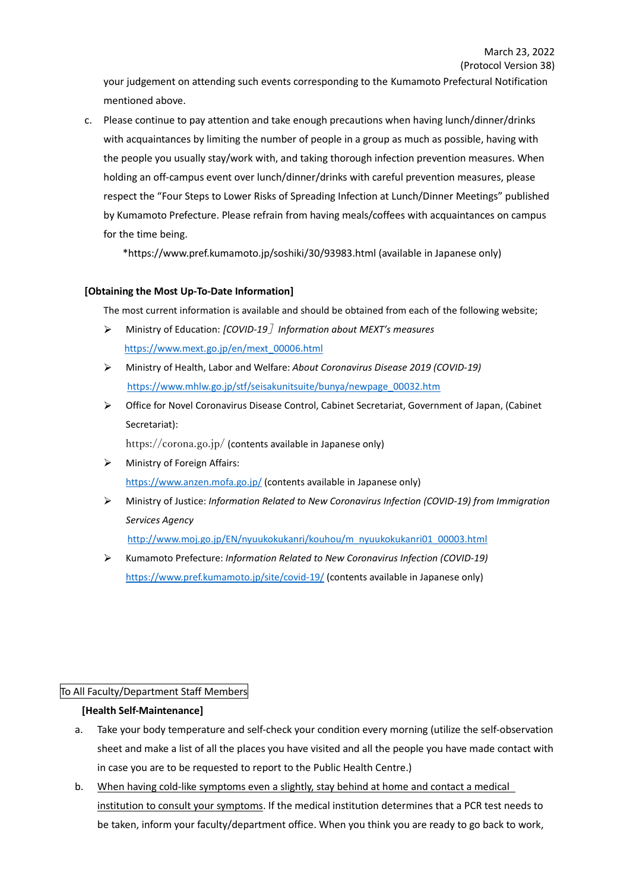your judgement on attending such events corresponding to the Kumamoto Prefectural Notification mentioned above.

c. Please continue to pay attention and take enough precautions when having lunch/dinner/drinks with acquaintances by limiting the number of people in a group as much as possible, having with the people you usually stay/work with, and taking thorough infection prevention measures. When holding an off-campus event over lunch/dinner/drinks with careful prevention measures, please respect the “Four Steps to Lower Risks of Spreading Infection at Lunch/Dinner Meetings” published by Kumamoto Prefecture. Please refrain from having meals/coffees with acquaintances on campus for the time being.

   *https://www.pref.kumamoto.jp/soshiki/30/93983.html (available in Japanese only)

**[Obtaining the Most Up-To-Date Information]**

The most current information is available and should be obtained from each of the following website;

- Ministry of Education: *[COVID-19］Information about MEXT's measures*
  https://www.mext.go.jp/en/mext_00006.html
- Ministry of Health, Labor and Welfare: *About Coronavirus Disease 2019 (COVID-19)*
  https://www.mhlw.go.jp/stf/seisakunitsuite/bunya/newpage_00032.htm
- Office for Novel Coronavirus Disease Control, Cabinet Secretariat, Government of Japan, (Cabinet Secretariat):
  https://corona.go.jp/ (contents available in Japanese only)
- Ministry of Foreign Affairs:
  https://www.anzen.mofa.go.jp/ (contents available in Japanese only)
- Ministry of Justice: *Information Related to New Coronavirus Infection (COVID-19) from Immigration Services Agency*
  http://www.moj.go.jp/EN/nyuukokukanri/kouhou/m_nyuukokukanri01_00003.html
- Kumamoto Prefecture: *Information Related to New Coronavirus Infection (COVID-19)*
  https://www.pref.kumamoto.jp/site/covid-19/ (contents available in Japanese only)

To All Faculty/Department Staff Members

**[Health Self-Maintenance]**

a. Take your body temperature and self-check your condition every morning (utilize the self-observation sheet and make a list of all the places you have visited and all the people you have made contact with in case you are to be requested to report to the Public Health Centre.)

b. When having cold-like symptoms even a slightly, stay behind at home and contact a medical institution to consult your symptoms. If the medical institution determines that a PCR test needs to be taken, inform your faculty/department office. When you think you are ready to go back to work,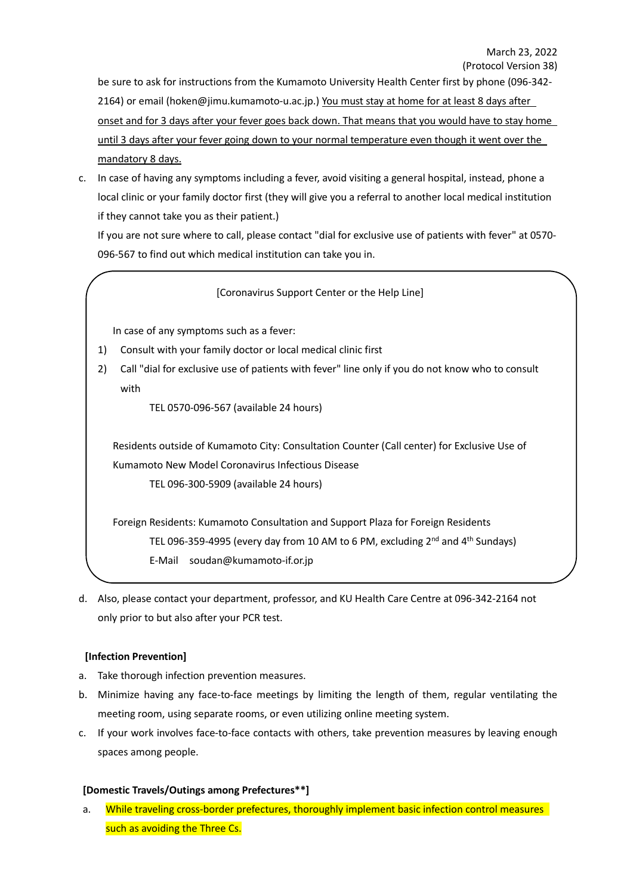be sure to ask for instructions from the Kumamoto University Health Center first by phone (096-342-2164) or email (hoken@jimu.kumamoto-u.ac.jp.) You must stay at home for at least 8 days after onset and for 3 days after your fever goes back down. That means that you would have to stay home until 3 days after your fever going down to your normal temperature even though it went over the mandatory 8 days.

c. In case of having any symptoms including a fever, avoid visiting a general hospital, instead, phone a local clinic or your family doctor first (they will give you a referral to another local medical institution if they cannot take you as their patient.)
   If you are not sure where to call, please contact "dial for exclusive use of patients with fever" at 0570-096-567 to find out which medical institution can take you in.

> [Coronavirus Support Center or the Help Line]
>
> In case of any symptoms such as a fever:
>
> 1) Consult with your family doctor or local medical clinic first
> 2) Call "dial for exclusive use of patients with fever" line only if you do not know who to consult with
>
>    TEL 0570-096-567 (available 24 hours)
>
> Residents outside of Kumamoto City: Consultation Counter (Call center) for Exclusive Use of Kumamoto New Model Coronavirus Infectious Disease
>
>    TEL 096-300-5909 (available 24 hours)
>
> Foreign Residents: Kumamoto Consultation and Support Plaza for Foreign Residents
>
>    TEL 096-359-4995 (every day from 10 AM to 6 PM, excluding 2nd and 4th Sundays)
>
>    E-Mail soudan@kumamoto-if.or.jp

d. Also, please contact your department, professor, and KU Health Care Centre at 096-342-2164 not only prior to but also after your PCR test.

**[Infection Prevention]**

a. Take thorough infection prevention measures.
b. Minimize having any face-to-face meetings by limiting the length of them, regular ventilating the meeting room, using separate rooms, or even utilizing online meeting system.
c. If your work involves face-to-face contacts with others, take prevention measures by leaving enough spaces among people.

**[Domestic Travels/Outings among Prefectures**]**

a. While traveling cross-border prefectures, thoroughly implement basic infection control measures such as avoiding the Three Cs.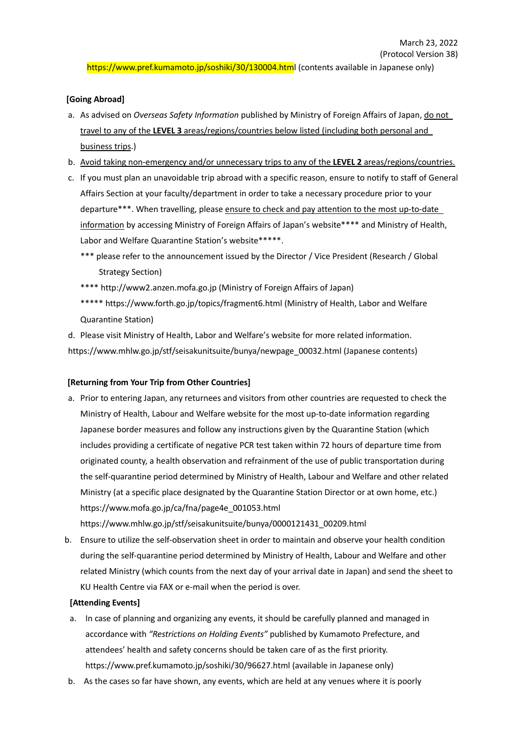March 23, 2022

(Protocol Version 38)

https://www.pref.kumamoto.jp/soshiki/30/130004.html (contents available in Japanese only)

**[Going Abroad]**

a. As advised on *Overseas Safety Information* published by Ministry of Foreign Affairs of Japan, do not travel to any of the **LEVEL 3** areas/regions/countries below listed (including both personal and business trips).)

b. Avoid taking non-emergency and/or unnecessary trips to any of the **LEVEL 2** areas/regions/countries.

c. If you must plan an unavoidable trip abroad with a specific reason, ensure to notify to staff of General Affairs Section at your faculty/department in order to take a necessary procedure prior to your departure***. When travelling, please ensure to check and pay attention to the most up-to-date information by accessing Ministry of Foreign Affairs of Japan's website**** and Ministry of Health, Labor and Welfare Quarantine Station's website*****.

*** please refer to the announcement issued by the Director / Vice President (Research / Global Strategy Section)

**** http://www2.anzen.mofa.go.jp (Ministry of Foreign Affairs of Japan)

***** https://www.forth.go.jp/topics/fragment6.html (Ministry of Health, Labor and Welfare Quarantine Station)

d. Please visit Ministry of Health, Labor and Welfare's website for more related information.

https://www.mhlw.go.jp/stf/seisakunitsuite/bunya/newpage_00032.html (Japanese contents)

**[Returning from Your Trip from Other Countries]**

a. Prior to entering Japan, any returnees and visitors from other countries are requested to check the Ministry of Health, Labour and Welfare website for the most up-to-date information regarding Japanese border measures and follow any instructions given by the Quarantine Station (which includes providing a certificate of negative PCR test taken within 72 hours of departure time from originated county, a health observation and refrainment of the use of public transportation during the self-quarantine period determined by Ministry of Health, Labour and Welfare and other related Ministry (at a specific place designated by the Quarantine Station Director or at own home, etc.)

https://www.mofa.go.jp/ca/fna/page4e_001053.html

https://www.mhlw.go.jp/stf/seisakunitsuite/bunya/0000121431_00209.html

b. Ensure to utilize the self-observation sheet in order to maintain and observe your health condition during the self-quarantine period determined by Ministry of Health, Labour and Welfare and other related Ministry (which counts from the next day of your arrival date in Japan) and send the sheet to KU Health Centre via FAX or e-mail when the period is over.

**[Attending Events]**

a. In case of planning and organizing any events, it should be carefully planned and managed in accordance with *"Restrictions on Holding Events"* published by Kumamoto Prefecture, and attendees' health and safety concerns should be taken care of as the first priority.

https://www.pref.kumamoto.jp/soshiki/30/96627.html (available in Japanese only)

b. As the cases so far have shown, any events, which are held at any venues where it is poorly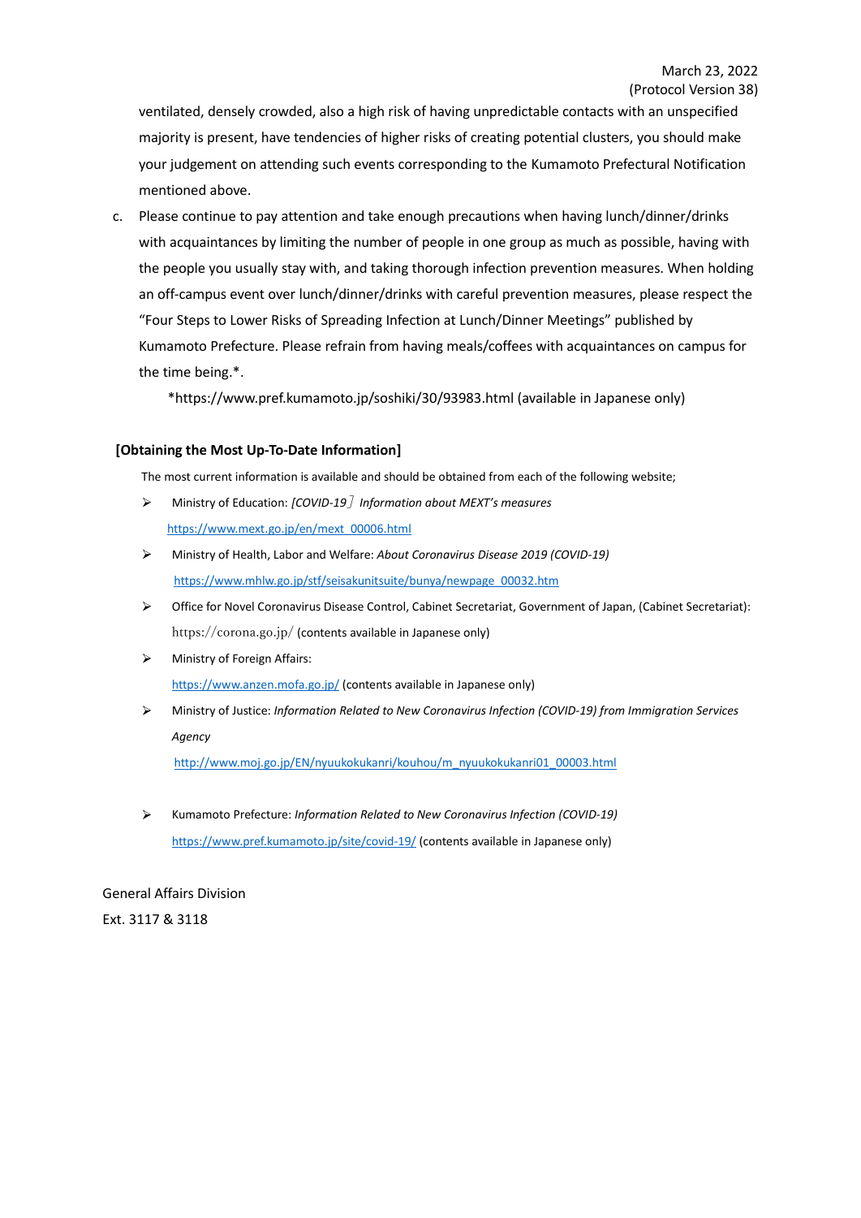ventilated, densely crowded, also a high risk of having unpredictable contacts with an unspecified majority is present, have tendencies of higher risks of creating potential clusters, you should make your judgement on attending such events corresponding to the Kumamoto Prefectural Notification mentioned above.

c. Please continue to pay attention and take enough precautions when having lunch/dinner/drinks with acquaintances by limiting the number of people in one group as much as possible, having with the people you usually stay with, and taking thorough infection prevention measures. When holding an off-campus event over lunch/dinner/drinks with careful prevention measures, please respect the "Four Steps to Lower Risks of Spreading Infection at Lunch/Dinner Meetings" published by Kumamoto Prefecture. Please refrain from having meals/coffees with acquaintances on campus for the time being.*.

   *https://www.pref.kumamoto.jp/soshiki/30/93983.html (available in Japanese only)

**[Obtaining the Most Up-To-Date Information]**

The most current information is available and should be obtained from each of the following website;

- Ministry of Education: *[COVID-19] Information about MEXT's measures*
  https://www.mext.go.jp/en/mext_00006.html
- Ministry of Health, Labor and Welfare: *About Coronavirus Disease 2019 (COVID-19)*
  https://www.mhlw.go.jp/stf/seisakunitsuite/bunya/newpage_00032.htm
- Office for Novel Coronavirus Disease Control, Cabinet Secretariat, Government of Japan, (Cabinet Secretariat): https://corona.go.jp/ (contents available in Japanese only)
- Ministry of Foreign Affairs:
  https://www.anzen.mofa.go.jp/ (contents available in Japanese only)
- Ministry of Justice: *Information Related to New Coronavirus Infection (COVID-19) from Immigration Services Agency*
  http://www.moj.go.jp/EN/nyuukokukanri/kouhou/m_nyuukokukanri01_00003.html
- Kumamoto Prefecture: *Information Related to New Coronavirus Infection (COVID-19)*
  https://www.pref.kumamoto.jp/site/covid-19/ (contents available in Japanese only)

General Affairs Division
Ext. 3117 & 3118